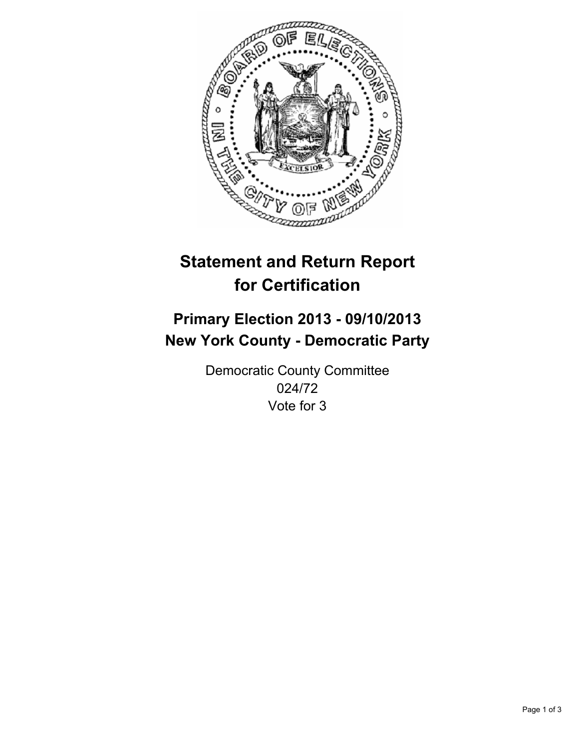# Statement and Return Report for Certification

## Primary Election 2013 - 09/10/2013
## New York County - Democratic Party

Democratic County Committee
024/72
Vote for 3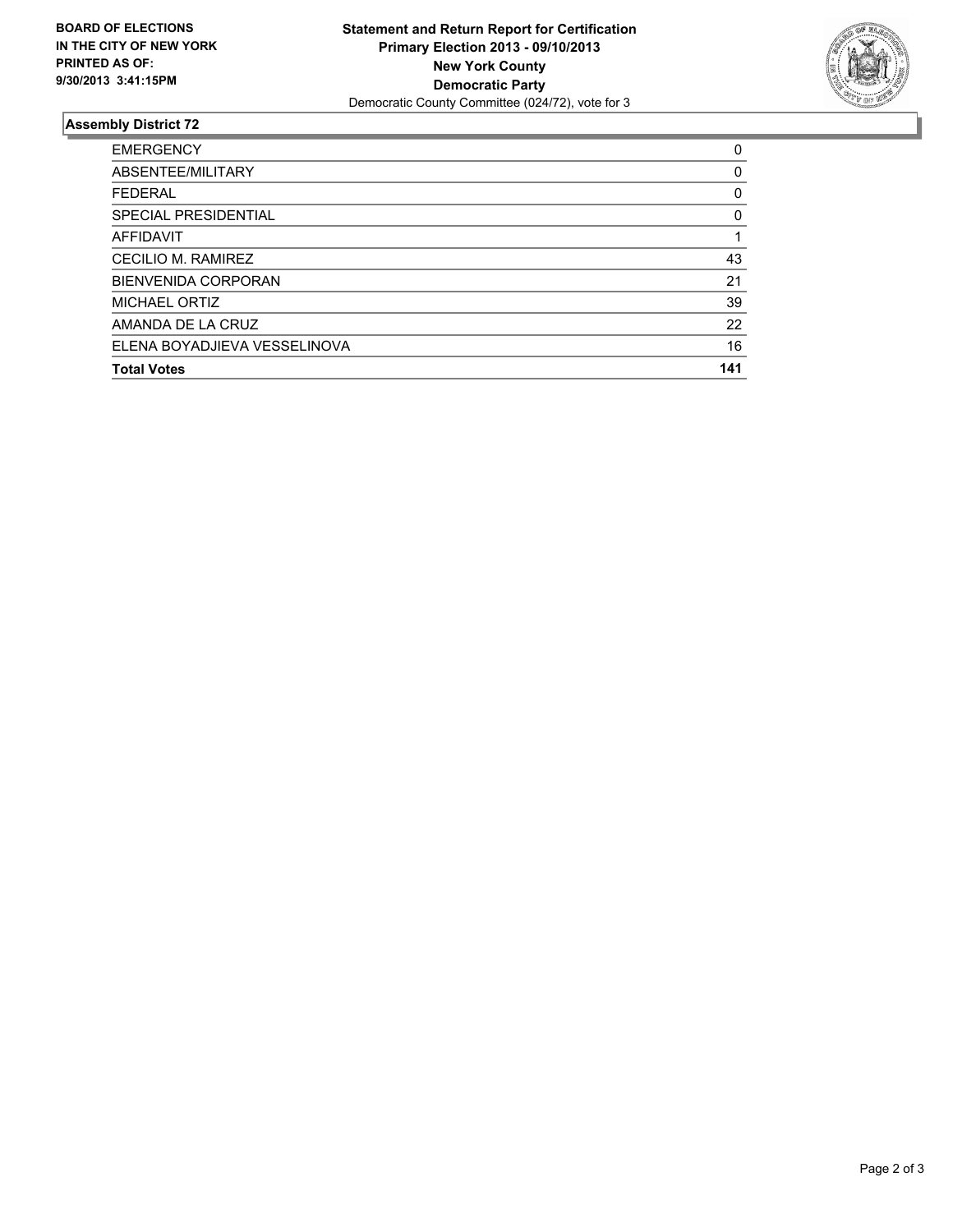**BOARD OF ELECTIONS IN THE CITY OF NEW YORK PRINTED AS OF: 9/30/2013 3:41:15PM**

**Statement and Return Report for Certification**
**Primary Election 2013 - 09/10/2013**
**New York County**
**Democratic Party**
Democratic County Committee (024/72), vote for 3

### Assembly District 72

| | |
|---|---|
| EMERGENCY | 0 |
| ABSENTEE/MILITARY | 0 |
| FEDERAL | 0 |
| SPECIAL PRESIDENTIAL | 0 |
| AFFIDAVIT | 1 |
| CECILIO M. RAMIREZ | 43 |
| BIENVENIDA CORPORAN | 21 |
| MICHAEL ORTIZ | 39 |
| AMANDA DE LA CRUZ | 22 |
| ELENA BOYADJIEVA VESSELINOVA | 16 |
| **Total Votes** | **141** |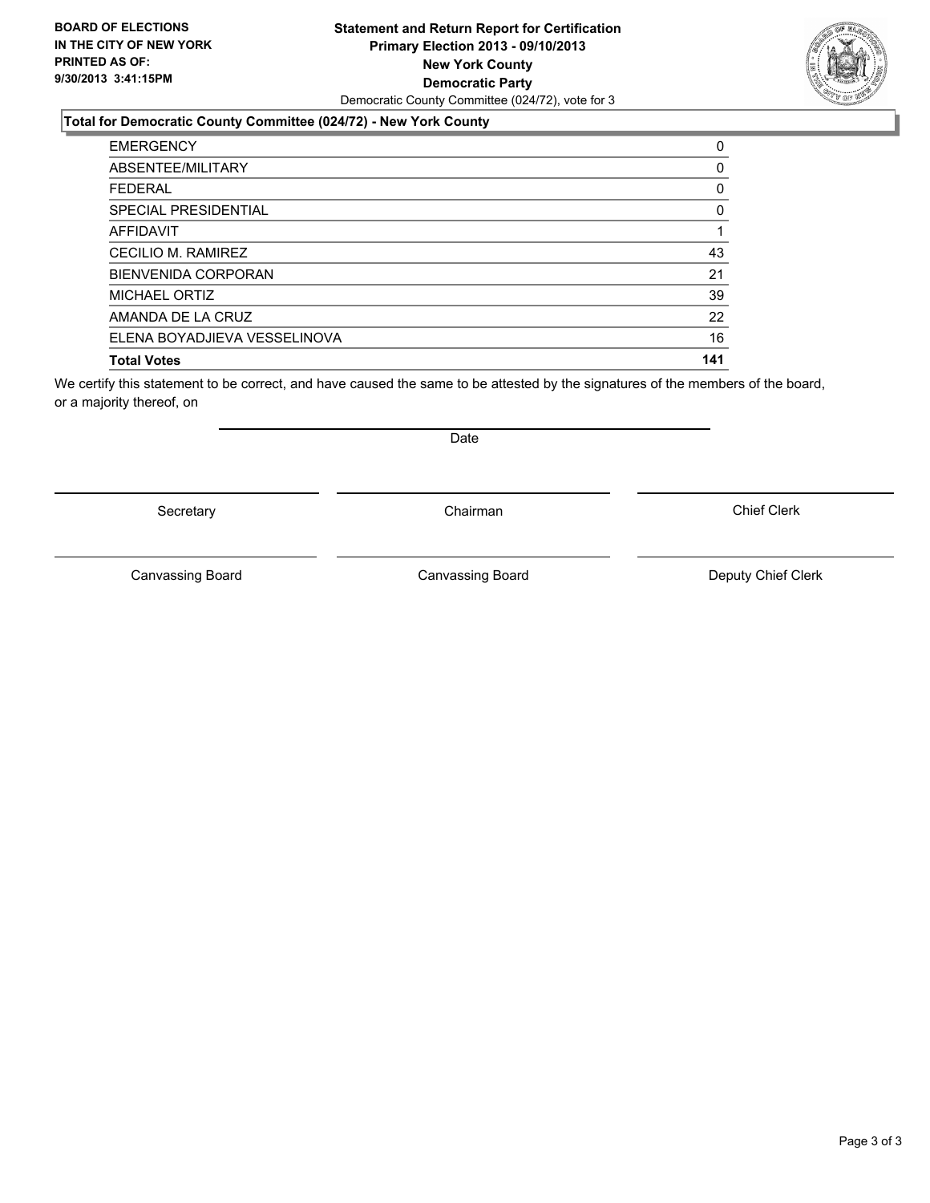**BOARD OF ELECTIONS IN THE CITY OF NEW YORK PRINTED AS OF: 9/30/2013 3:41:15PM**

**Statement and Return Report for Certification**
**Primary Election 2013 - 09/10/2013**
**New York County**
**Democratic Party**
Democratic County Committee (024/72), vote for 3

**Total for Democratic County Committee (024/72) - New York County**

| | |
|---|---|
| EMERGENCY | 0 |
| ABSENTEE/MILITARY | 0 |
| FEDERAL | 0 |
| SPECIAL PRESIDENTIAL | 0 |
| AFFIDAVIT | 1 |
| CECILIO M. RAMIREZ | 43 |
| BIENVENIDA CORPORAN | 21 |
| MICHAEL ORTIZ | 39 |
| AMANDA DE LA CRUZ | 22 |
| ELENA BOYADJIEVA VESSELINOVA | 16 |
| **Total Votes** | **141** |

We certify this statement to be correct, and have caused the same to be attested by the signatures of the members of the board, or a majority thereof, on

Date

Secretary

Chairman

Chief Clerk

Canvassing Board

Canvassing Board

Deputy Chief Clerk